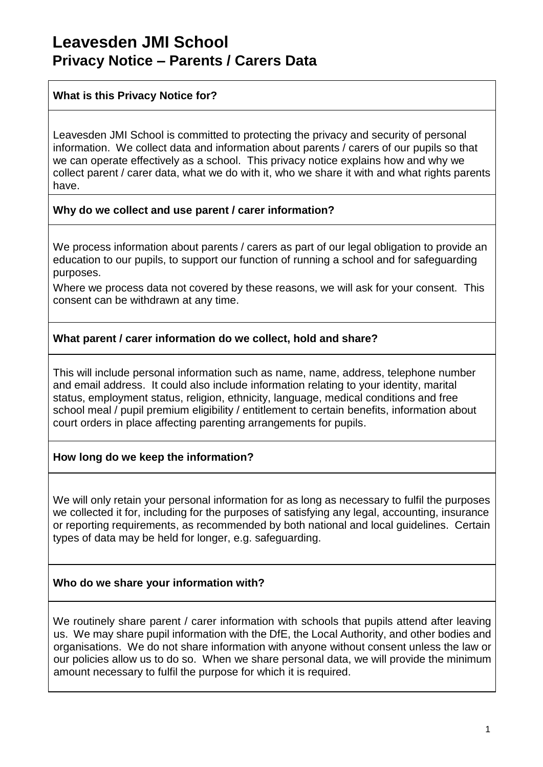# Leavesden JMI School

## Privacy Notice – Parents / Carers Data

### What is this Privacy Notice for?

Leavesden JMI School is committed to protecting the privacy and security of personal information. We collect data and information about parents / carers of our pupils so that we can operate effectively as a school. This privacy notice explains how and why we collect parent / carer data, what we do with it, who we share it with and what rights parents have.

### Why do we collect and use parent / carer information?

We process information about parents / carers as part of our legal obligation to provide an education to our pupils, to support our function of running a school and for safeguarding purposes.

Where we process data not covered by these reasons, we will ask for your consent. This consent can be withdrawn at any time.

### What parent / carer information do we collect, hold and share?

This will include personal information such as name, name, address, telephone number and email address. It could also include information relating to your identity, marital status, employment status, religion, ethnicity, language, medical conditions and free school meal / pupil premium eligibility / entitlement to certain benefits, information about court orders in place affecting parenting arrangements for pupils.

### How long do we keep the information?

We will only retain your personal information for as long as necessary to fulfil the purposes we collected it for, including for the purposes of satisfying any legal, accounting, insurance or reporting requirements, as recommended by both national and local guidelines. Certain types of data may be held for longer, e.g. safeguarding.

### Who do we share your information with?

We routinely share parent / carer information with schools that pupils attend after leaving us. We may share pupil information with the DfE, the Local Authority, and other bodies and organisations. We do not share information with anyone without consent unless the law or our policies allow us to do so. When we share personal data, we will provide the minimum amount necessary to fulfil the purpose for which it is required.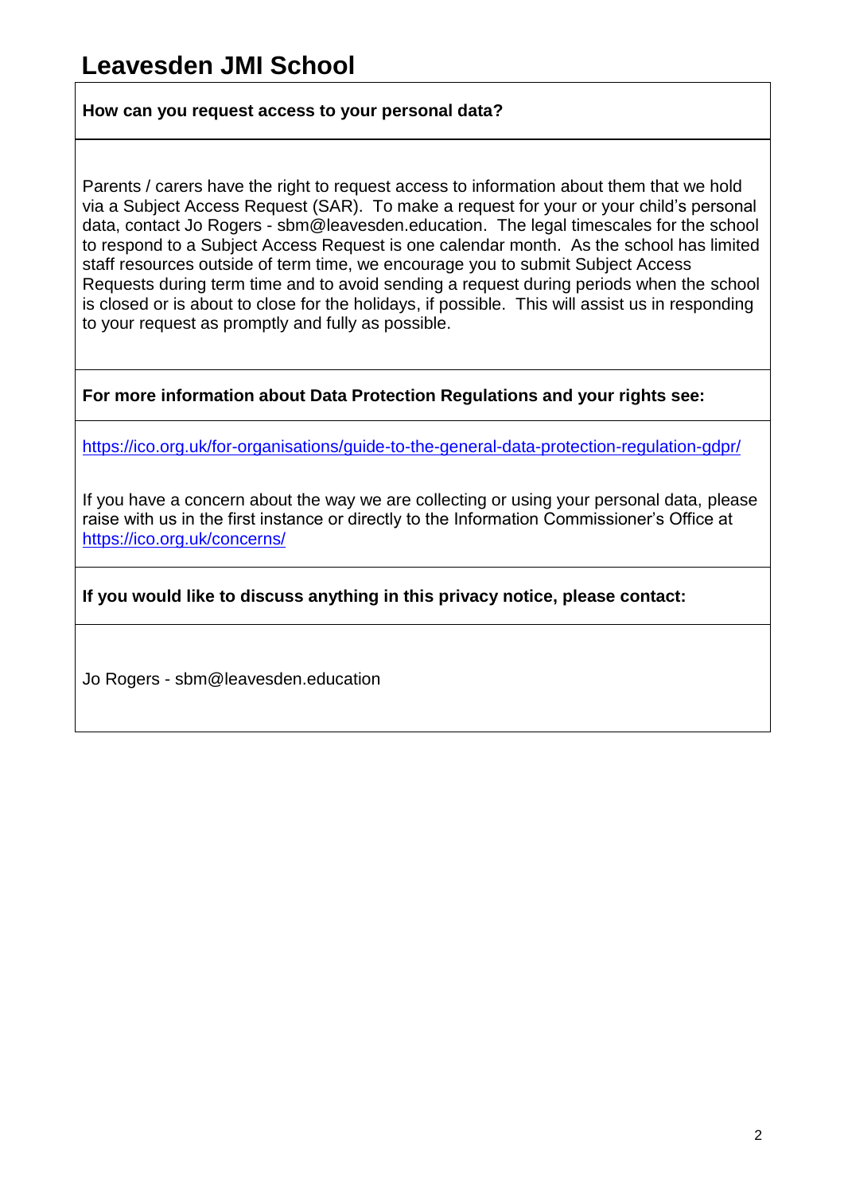# Leavesden JMI School

**How can you request access to your personal data?**

Parents / carers have the right to request access to information about them that we hold via a Subject Access Request (SAR). To make a request for your or your child's personal data, contact Jo Rogers - sbm@leavesden.education. The legal timescales for the school to respond to a Subject Access Request is one calendar month. As the school has limited staff resources outside of term time, we encourage you to submit Subject Access Requests during term time and to avoid sending a request during periods when the school is closed or is about to close for the holidays, if possible. This will assist us in responding to your request as promptly and fully as possible.

**For more information about Data Protection Regulations and your rights see:**

https://ico.org.uk/for-organisations/guide-to-the-general-data-protection-regulation-gdpr/

If you have a concern about the way we are collecting or using your personal data, please raise with us in the first instance or directly to the Information Commissioner's Office at https://ico.org.uk/concerns/

**If you would like to discuss anything in this privacy notice, please contact:**

Jo Rogers - sbm@leavesden.education